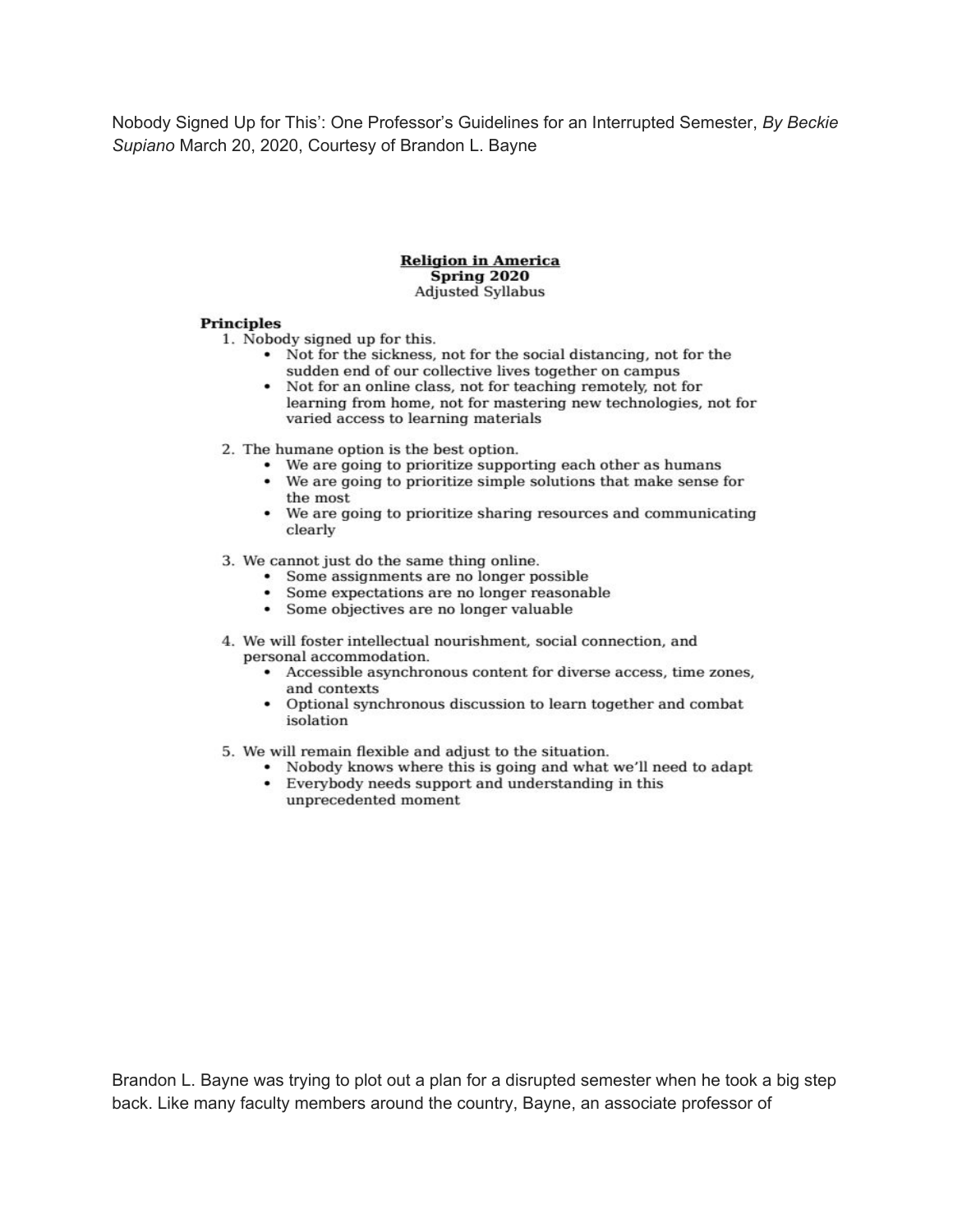Nobody Signed Up for This': One Professor's Guidelines for an Interrupted Semester, *By Beckie Supiano* March 20, 2020, Courtesy of Brandon L. Bayne

**Religion in America**
**Spring 2020**
Adjusted Syllabus

**Principles**

1. Nobody signed up for this.
   - Not for the sickness, not for the social distancing, not for the sudden end of our collective lives together on campus
   - Not for an online class, not for teaching remotely, not for learning from home, not for mastering new technologies, not for varied access to learning materials
2. The humane option is the best option.
   - We are going to prioritize supporting each other as humans
   - We are going to prioritize simple solutions that make sense for the most
   - We are going to prioritize sharing resources and communicating clearly
3. We cannot just do the same thing online.
   - Some assignments are no longer possible
   - Some expectations are no longer reasonable
   - Some objectives are no longer valuable
4. We will foster intellectual nourishment, social connection, and personal accommodation.
   - Accessible asynchronous content for diverse access, time zones, and contexts
   - Optional synchronous discussion to learn together and combat isolation
5. We will remain flexible and adjust to the situation.
   - Nobody knows where this is going and what we'll need to adapt
   - Everybody needs support and understanding in this unprecedented moment

Brandon L. Bayne was trying to plot out a plan for a disrupted semester when he took a big step back. Like many faculty members around the country, Bayne, an associate professor of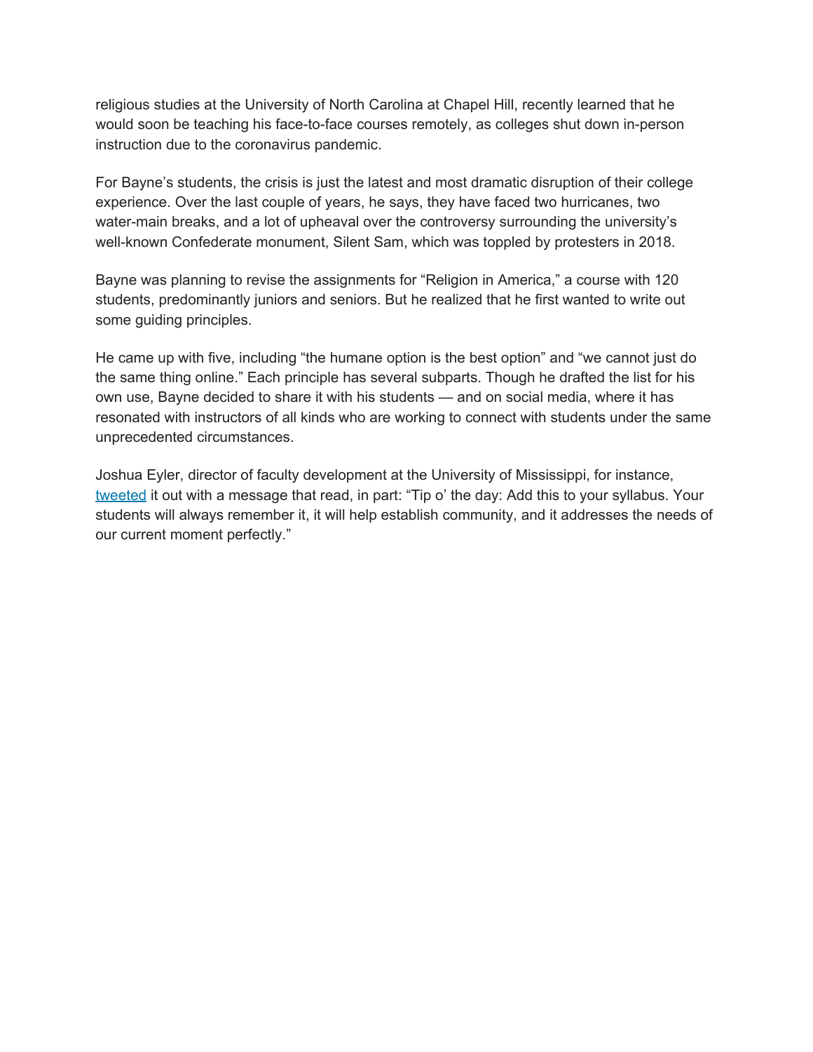religious studies at the University of North Carolina at Chapel Hill, recently learned that he would soon be teaching his face-to-face courses remotely, as colleges shut down in-person instruction due to the coronavirus pandemic.

For Bayne's students, the crisis is just the latest and most dramatic disruption of their college experience. Over the last couple of years, he says, they have faced two hurricanes, two water-main breaks, and a lot of upheaval over the controversy surrounding the university's well-known Confederate monument, Silent Sam, which was toppled by protesters in 2018.

Bayne was planning to revise the assignments for "Religion in America," a course with 120 students, predominantly juniors and seniors. But he realized that he first wanted to write out some guiding principles.

He came up with five, including "the humane option is the best option" and "we cannot just do the same thing online." Each principle has several subparts. Though he drafted the list for his own use, Bayne decided to share it with his students — and on social media, where it has resonated with instructors of all kinds who are working to connect with students under the same unprecedented circumstances.

Joshua Eyler, director of faculty development at the University of Mississippi, for instance, tweeted it out with a message that read, in part: "Tip o' the day: Add this to your syllabus. Your students will always remember it, it will help establish community, and it addresses the needs of our current moment perfectly."